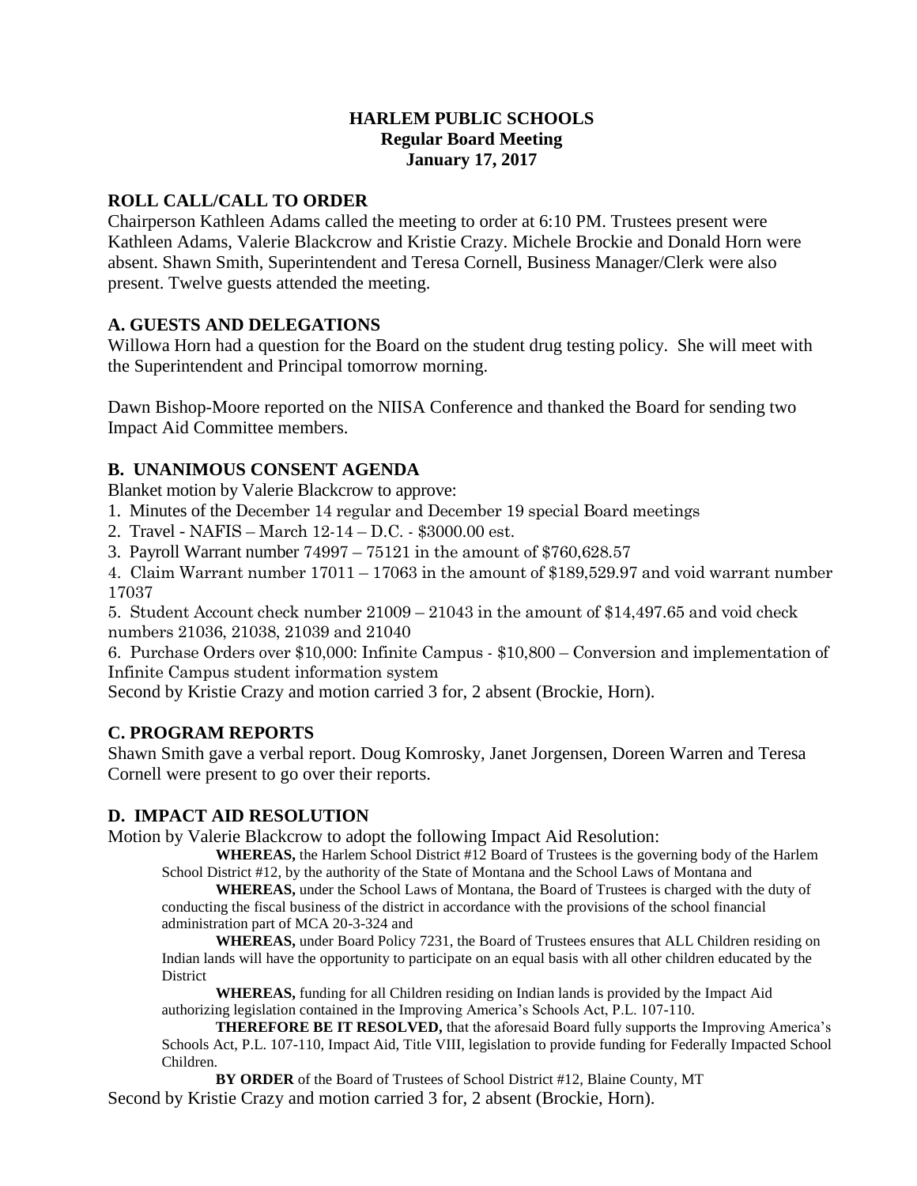# HARLEM PUBLIC SCHOOLS
## Regular Board Meeting
## January 17, 2017

### ROLL CALL/CALL TO ORDER

Chairperson Kathleen Adams called the meeting to order at 6:10 PM. Trustees present were Kathleen Adams, Valerie Blackcrow and Kristie Crazy. Michele Brockie and Donald Horn were absent. Shawn Smith, Superintendent and Teresa Cornell, Business Manager/Clerk were also present. Twelve guests attended the meeting.

### A. GUESTS AND DELEGATIONS

Willowa Horn had a question for the Board on the student drug testing policy. She will meet with the Superintendent and Principal tomorrow morning.

Dawn Bishop-Moore reported on the NIISA Conference and thanked the Board for sending two Impact Aid Committee members.

### B. UNANIMOUS CONSENT AGENDA

Blanket motion by Valerie Blackcrow to approve:

1. Minutes of the December 14 regular and December 19 special Board meetings
2. Travel - NAFIS – March 12-14 – D.C. - $3000.00 est.
3. Payroll Warrant number 74997 – 75121 in the amount of $760,628.57
4. Claim Warrant number 17011 – 17063 in the amount of $189,529.97 and void warrant number 17037
5. Student Account check number 21009 – 21043 in the amount of $14,497.65 and void check numbers 21036, 21038, 21039 and 21040
6. Purchase Orders over $10,000: Infinite Campus - $10,800 – Conversion and implementation of Infinite Campus student information system

Second by Kristie Crazy and motion carried 3 for, 2 absent (Brockie, Horn).

### C. PROGRAM REPORTS

Shawn Smith gave a verbal report. Doug Komrosky, Janet Jorgensen, Doreen Warren and Teresa Cornell were present to go over their reports.

### D. IMPACT AID RESOLUTION

Motion by Valerie Blackcrow to adopt the following Impact Aid Resolution:

**WHEREAS,** the Harlem School District #12 Board of Trustees is the governing body of the Harlem School District #12, by the authority of the State of Montana and the School Laws of Montana and

**WHEREAS,** under the School Laws of Montana, the Board of Trustees is charged with the duty of conducting the fiscal business of the district in accordance with the provisions of the school financial administration part of MCA 20-3-324 and

**WHEREAS,** under Board Policy 7231, the Board of Trustees ensures that ALL Children residing on Indian lands will have the opportunity to participate on an equal basis with all other children educated by the District

**WHEREAS,** funding for all Children residing on Indian lands is provided by the Impact Aid authorizing legislation contained in the Improving America's Schools Act, P.L. 107-110.

**THEREFORE BE IT RESOLVED,** that the aforesaid Board fully supports the Improving America's Schools Act, P.L. 107-110, Impact Aid, Title VIII, legislation to provide funding for Federally Impacted School Children.

**BY ORDER** of the Board of Trustees of School District #12, Blaine County, MT

Second by Kristie Crazy and motion carried 3 for, 2 absent (Brockie, Horn).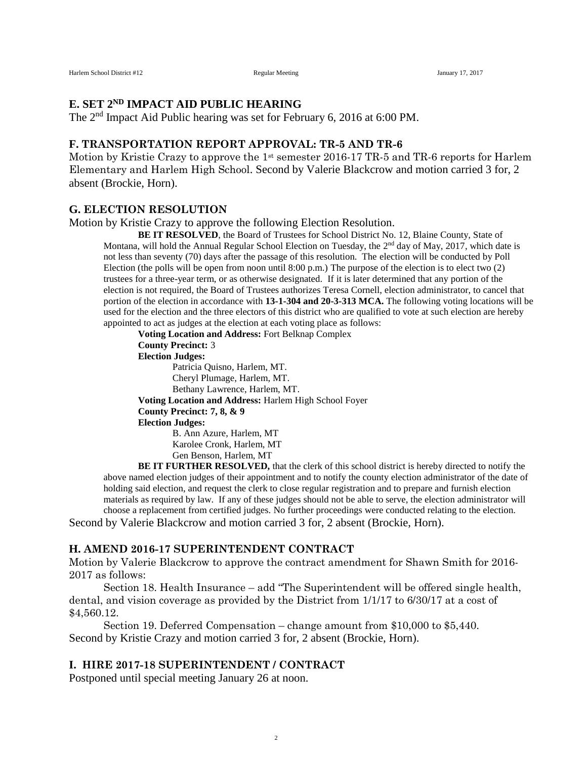## E. SET 2ND IMPACT AID PUBLIC HEARING

The 2nd Impact Aid Public hearing was set for February 6, 2016 at 6:00 PM.

## F. TRANSPORTATION REPORT APPROVAL: TR-5 AND TR-6

Motion by Kristie Crazy to approve the 1st semester 2016-17 TR-5 and TR-6 reports for Harlem Elementary and Harlem High School. Second by Valerie Blackcrow and motion carried 3 for, 2 absent (Brockie, Horn).

## G. ELECTION RESOLUTION

Motion by Kristie Crazy to approve the following Election Resolution.

> **BE IT RESOLVED**, the Board of Trustees for School District No. 12, Blaine County, State of Montana, will hold the Annual Regular School Election on Tuesday, the 2nd day of May, 2017, which date is not less than seventy (70) days after the passage of this resolution. The election will be conducted by Poll Election (the polls will be open from noon until 8:00 p.m.) The purpose of the election is to elect two (2) trustees for a three-year term, or as otherwise designated. If it is later determined that any portion of the election is not required, the Board of Trustees authorizes Teresa Cornell, election administrator, to cancel that portion of the election in accordance with **13-1-304 and 20-3-313 MCA.** The following voting locations will be used for the election and the three electors of this district who are qualified to vote at such election are hereby appointed to act as judges at the election at each voting place as follows:
>
> **Voting Location and Address:** Fort Belknap Complex
> **County Precinct:** 3
> **Election Judges:**
> Patricia Quisno, Harlem, MT.
> Cheryl Plumage, Harlem, MT.
> Bethany Lawrence, Harlem, MT.
>
> **Voting Location and Address:** Harlem High School Foyer
> **County Precinct: 7, 8, & 9**
> **Election Judges:**
> B. Ann Azure, Harlem, MT
> Karolee Cronk, Harlem, MT
> Gen Benson, Harlem, MT
>
> **BE IT FURTHER RESOLVED,** that the clerk of this school district is hereby directed to notify the above named election judges of their appointment and to notify the county election administrator of the date of holding said election, and request the clerk to close regular registration and to prepare and furnish election materials as required by law. If any of these judges should not be able to serve, the election administrator will choose a replacement from certified judges. No further proceedings were conducted relating to the election.

Second by Valerie Blackcrow and motion carried 3 for, 2 absent (Brockie, Horn).

## H. AMEND 2016-17 SUPERINTENDENT CONTRACT

Motion by Valerie Blackcrow to approve the contract amendment for Shawn Smith for 2016-2017 as follows:

Section 18. Health Insurance – add "The Superintendent will be offered single health, dental, and vision coverage as provided by the District from 1/1/17 to 6/30/17 at a cost of $4,560.12.

Section 19. Deferred Compensation – change amount from $10,000 to $5,440.

Second by Kristie Crazy and motion carried 3 for, 2 absent (Brockie, Horn).

## I. HIRE 2017-18 SUPERINTENDENT / CONTRACT

Postponed until special meeting January 26 at noon.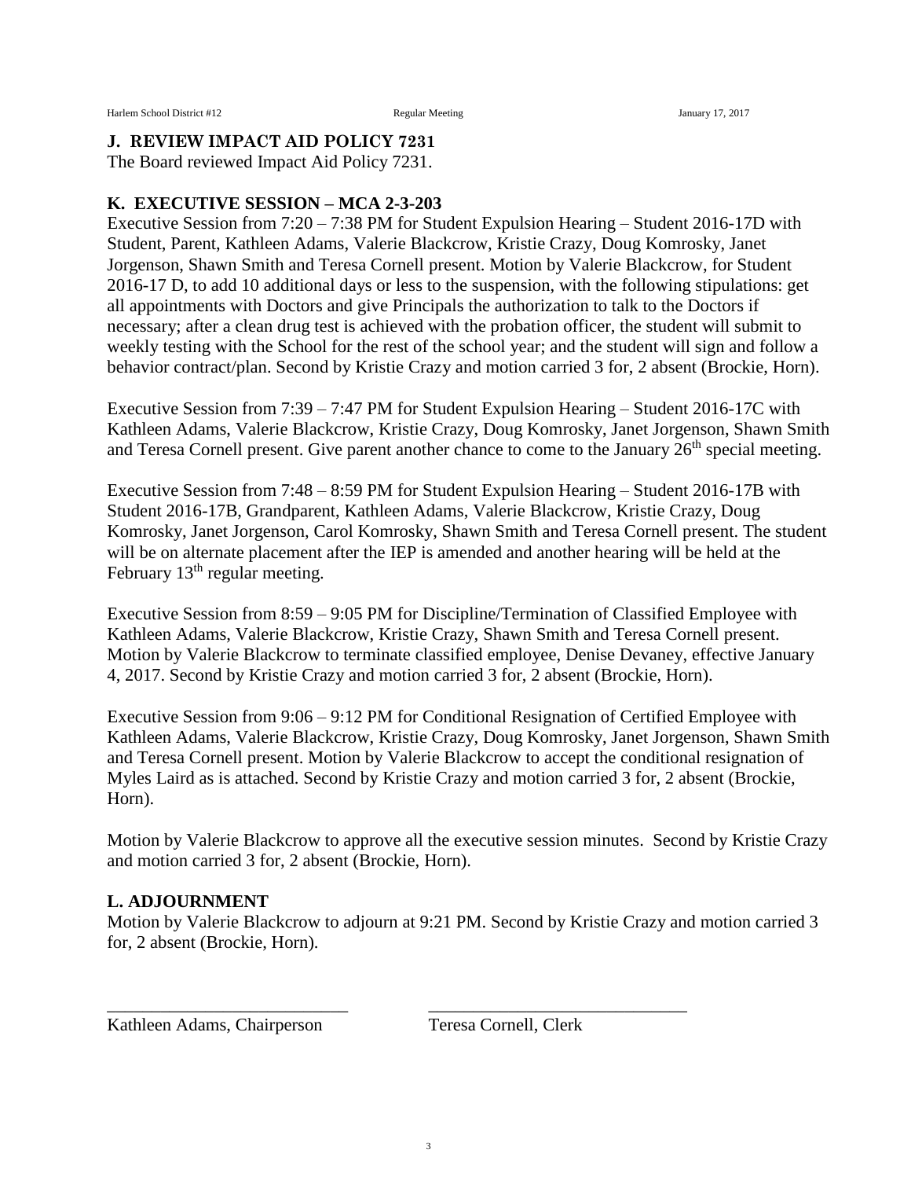## J. REVIEW IMPACT AID POLICY 7231

The Board reviewed Impact Aid Policy 7231.

## K. EXECUTIVE SESSION – MCA 2-3-203

Executive Session from 7:20 – 7:38 PM for Student Expulsion Hearing – Student 2016-17D with Student, Parent, Kathleen Adams, Valerie Blackcrow, Kristie Crazy, Doug Komrosky, Janet Jorgenson, Shawn Smith and Teresa Cornell present. Motion by Valerie Blackcrow, for Student 2016-17 D, to add 10 additional days or less to the suspension, with the following stipulations: get all appointments with Doctors and give Principals the authorization to talk to the Doctors if necessary; after a clean drug test is achieved with the probation officer, the student will submit to weekly testing with the School for the rest of the school year; and the student will sign and follow a behavior contract/plan. Second by Kristie Crazy and motion carried 3 for, 2 absent (Brockie, Horn).

Executive Session from 7:39 – 7:47 PM for Student Expulsion Hearing – Student 2016-17C with Kathleen Adams, Valerie Blackcrow, Kristie Crazy, Doug Komrosky, Janet Jorgenson, Shawn Smith and Teresa Cornell present. Give parent another chance to come to the January 26th special meeting.

Executive Session from 7:48 – 8:59 PM for Student Expulsion Hearing – Student 2016-17B with Student 2016-17B, Grandparent, Kathleen Adams, Valerie Blackcrow, Kristie Crazy, Doug Komrosky, Janet Jorgenson, Carol Komrosky, Shawn Smith and Teresa Cornell present. The student will be on alternate placement after the IEP is amended and another hearing will be held at the February 13th regular meeting.

Executive Session from 8:59 – 9:05 PM for Discipline/Termination of Classified Employee with Kathleen Adams, Valerie Blackcrow, Kristie Crazy, Shawn Smith and Teresa Cornell present. Motion by Valerie Blackcrow to terminate classified employee, Denise Devaney, effective January 4, 2017. Second by Kristie Crazy and motion carried 3 for, 2 absent (Brockie, Horn).

Executive Session from 9:06 – 9:12 PM for Conditional Resignation of Certified Employee with Kathleen Adams, Valerie Blackcrow, Kristie Crazy, Doug Komrosky, Janet Jorgenson, Shawn Smith and Teresa Cornell present. Motion by Valerie Blackcrow to accept the conditional resignation of Myles Laird as is attached. Second by Kristie Crazy and motion carried 3 for, 2 absent (Brockie, Horn).

Motion by Valerie Blackcrow to approve all the executive session minutes. Second by Kristie Crazy and motion carried 3 for, 2 absent (Brockie, Horn).

## L. ADJOURNMENT

Motion by Valerie Blackcrow to adjourn at 9:21 PM. Second by Kristie Crazy and motion carried 3 for, 2 absent (Brockie, Horn).

\_\_\_\_\_\_\_\_\_\_\_\_\_\_\_\_\_\_\_\_\_\_\_\_\_\_\_\_ \_\_\_\_\_\_\_\_\_\_\_\_\_\_\_\_\_\_\_\_\_\_\_\_\_\_\_\_\_\_

Kathleen Adams, Chairperson Teresa Cornell, Clerk